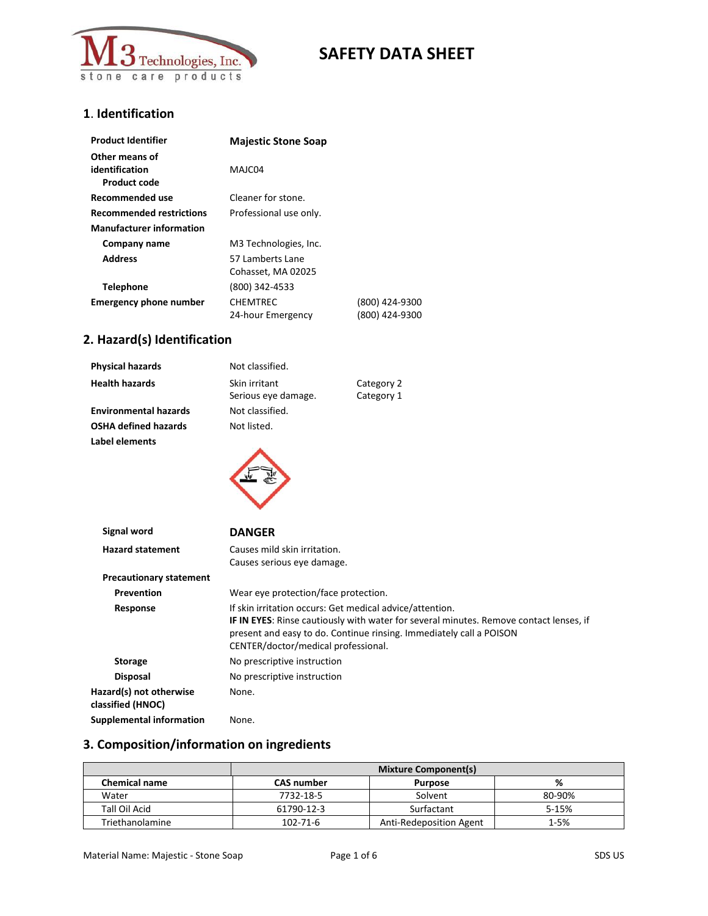M3 Technologies, Inc.
stone care products

# SAFETY DATA SHEET

## 1. Identification

| | | |
|---|---|---|
| **Product Identifier** | **Majestic Stone Soap** | |
| **Other means of identification** | | |
| **Product code** | MAJC04 | |
| **Recommended use** | Cleaner for stone. | |
| **Recommended restrictions** | Professional use only. | |
| **Manufacturer information** | | |
| **Company name** | M3 Technologies, Inc. | |
| **Address** | 57 Lamberts Lane<br>Cohasset, MA 02025 | |
| **Telephone** | (800) 342-4533 | |
| **Emergency phone number** | CHEMTREC<br>24-hour Emergency | (800) 424-9300<br>(800) 424-9300 |

## 2. Hazard(s) Identification

| | | |
|---|---|---|
| **Physical hazards** | Not classified. | |
| **Health hazards** | Skin irritant<br>Serious eye damage. | Category 2<br>Category 1 |
| **Environmental hazards** | Not classified. | |
| **OSHA defined hazards** | Not listed. | |
| **Label elements** | | |

**Signal word** **DANGER**

**Hazard statement**
Causes mild skin irritation.
Causes serious eye damage.

**Precautionary statement**

**Prevention** Wear eye protection/face protection.

**Response** If skin irritation occurs: Get medical advice/attention.
**IF IN EYES**: Rinse cautiously with water for several minutes. Remove contact lenses, if present and easy to do. Continue rinsing. Immediately call a POISON CENTER/doctor/medical professional.

**Storage** No prescriptive instruction

**Disposal** No prescriptive instruction

**Hazard(s) not otherwise classified (HNOC)** None.

**Supplemental information** None.

## 3. Composition/information on ingredients

| | Mixture Component(s) | | |
|---|---|---|---|
| **Chemical name** | **CAS number** | **Purpose** | **%** |
| Water | 7732-18-5 | Solvent | 80-90% |
| Tall Oil Acid | 61790-12-3 | Surfactant | 5-15% |
| Triethanolamine | 102-71-6 | Anti-Redeposition Agent | 1-5% |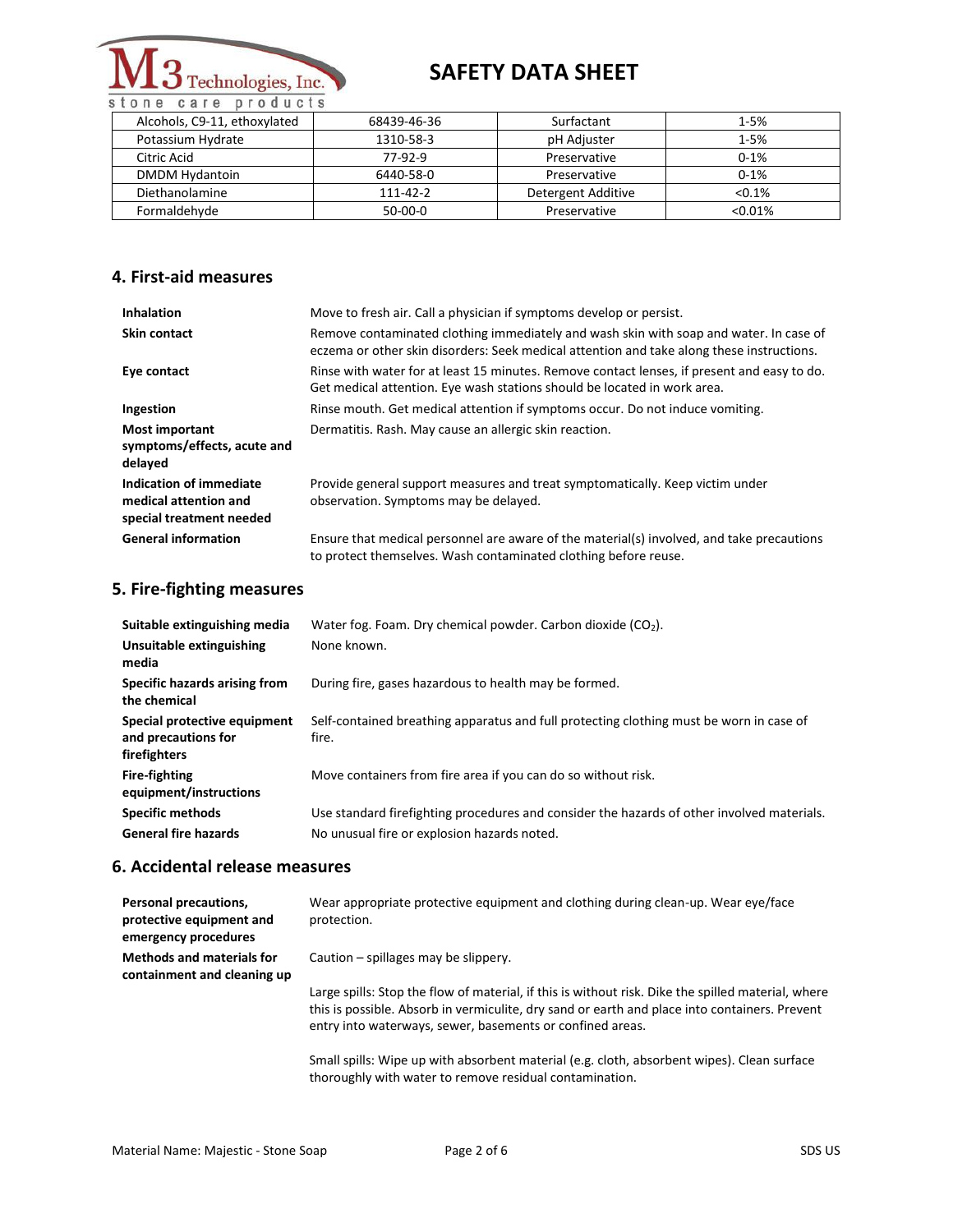| Alcohols, C9-11, ethoxylated | 68439-46-36 | Surfactant | 1-5% |
|---|---|---|---|
| Potassium Hydrate | 1310-58-3 | pH Adjuster | 1-5% |
| Citric Acid | 77-92-9 | Preservative | 0-1% |
| DMDM Hydantoin | 6440-58-0 | Preservative | 0-1% |
| Diethanolamine | 111-42-2 | Detergent Additive | <0.1% |
| Formaldehyde | 50-00-0 | Preservative | <0.01% |

## 4. First-aid measures

**Inhalation** Move to fresh air. Call a physician if symptoms develop or persist.

**Skin contact** Remove contaminated clothing immediately and wash skin with soap and water. In case of eczema or other skin disorders: Seek medical attention and take along these instructions.

**Eye contact** Rinse with water for at least 15 minutes. Remove contact lenses, if present and easy to do. Get medical attention. Eye wash stations should be located in work area.

**Ingestion** Rinse mouth. Get medical attention if symptoms occur. Do not induce vomiting.

**Most important symptoms/effects, acute and delayed** Dermatitis. Rash. May cause an allergic skin reaction.

**Indication of immediate medical attention and special treatment needed** Provide general support measures and treat symptomatically. Keep victim under observation. Symptoms may be delayed.

**General information** Ensure that medical personnel are aware of the material(s) involved, and take precautions to protect themselves. Wash contaminated clothing before reuse.

## 5. Fire-fighting measures

**Suitable extinguishing media** Water fog. Foam. Dry chemical powder. Carbon dioxide ($CO_2$).

**Unsuitable extinguishing media** None known.

**Specific hazards arising from the chemical** During fire, gases hazardous to health may be formed.

**Special protective equipment and precautions for firefighters** Self-contained breathing apparatus and full protecting clothing must be worn in case of fire.

**Fire-fighting equipment/instructions** Move containers from fire area if you can do so without risk.

**Specific methods** Use standard firefighting procedures and consider the hazards of other involved materials.

**General fire hazards** No unusual fire or explosion hazards noted.

## 6. Accidental release measures

**Personal precautions, protective equipment and emergency procedures** Wear appropriate protective equipment and clothing during clean-up. Wear eye/face protection.

**Methods and materials for containment and cleaning up** Caution – spillages may be slippery.

Large spills: Stop the flow of material, if this is without risk. Dike the spilled material, where this is possible. Absorb in vermiculite, dry sand or earth and place into containers. Prevent entry into waterways, sewer, basements or confined areas.

Small spills: Wipe up with absorbent material (e.g. cloth, absorbent wipes). Clean surface thoroughly with water to remove residual contamination.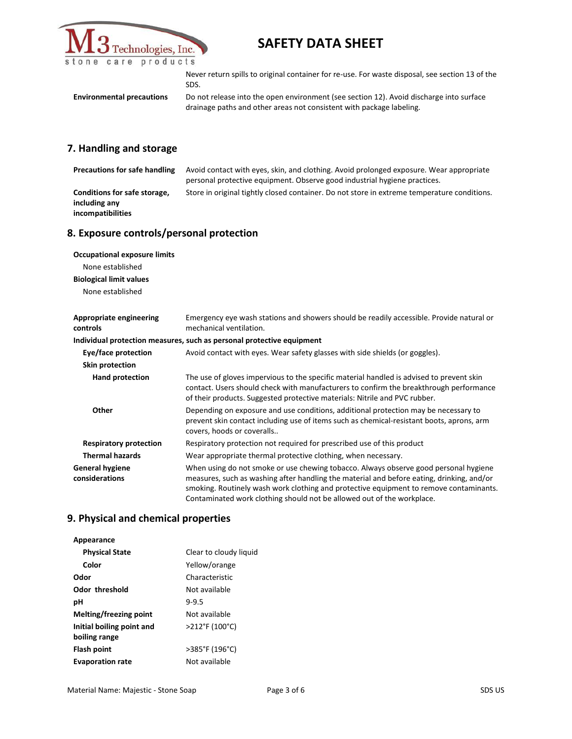| | |
|---|---|
| | Never return spills to original container for re-use. For waste disposal, see section 13 of the SDS. |
| **Environmental precautions** | Do not release into the open environment (see section 12). Avoid discharge into surface drainage paths and other areas not consistent with package labeling. |

## 7. Handling and storage

| | |
|---|---|
| **Precautions for safe handling** | Avoid contact with eyes, skin, and clothing. Avoid prolonged exposure. Wear appropriate personal protective equipment. Observe good industrial hygiene practices. |
| **Conditions for safe storage, including any incompatibilities** | Store in original tightly closed container. Do not store in extreme temperature conditions. |

## 8. Exposure controls/personal protection

**Occupational exposure limits**

None established

**Biological limit values**

None established

| | |
|---|---|
| **Appropriate engineering controls** | Emergency eye wash stations and showers should be readily accessible. Provide natural or mechanical ventilation. |

**Individual protection measures, such as personal protective equipment**

| | |
|---|---|
| **Eye/face protection** | Avoid contact with eyes. Wear safety glasses with side shields (or goggles). |
| **Skin protection** | |
| **Hand protection** | The use of gloves impervious to the specific material handled is advised to prevent skin contact. Users should check with manufacturers to confirm the breakthrough performance of their products. Suggested protective materials: Nitrile and PVC rubber. |
| **Other** | Depending on exposure and use conditions, additional protection may be necessary to prevent skin contact including use of items such as chemical-resistant boots, aprons, arm covers, hoods or coveralls.. |
| **Respiratory protection** | Respiratory protection not required for prescribed use of this product |
| **Thermal hazards** | Wear appropriate thermal protective clothing, when necessary. |
| **General hygiene considerations** | When using do not smoke or use chewing tobacco. Always observe good personal hygiene measures, such as washing after handling the material and before eating, drinking, and/or smoking. Routinely wash work clothing and protective equipment to remove contaminants. Contaminated work clothing should not be allowed out of the workplace. |

## 9. Physical and chemical properties

| | |
|---|---|
| **Appearance** | |
| **Physical State** | Clear to cloudy liquid |
| **Color** | Yellow/orange |
| **Odor** | Characteristic |
| **Odor threshold** | Not available |
| **pH** | 9-9.5 |
| **Melting/freezing point** | Not available |
| **Initial boiling point and boiling range** | >212°F (100°C) |
| **Flash point** | >385°F (196°C) |
| **Evaporation rate** | Not available |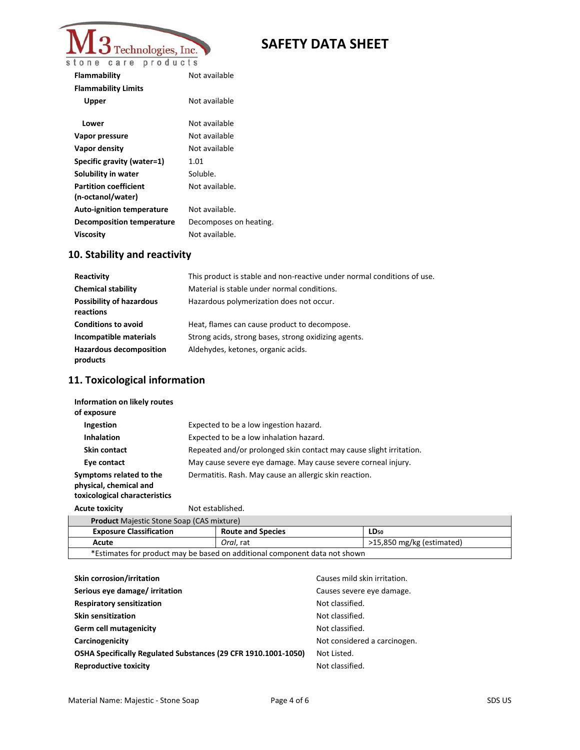| | |
|---|---|
| **Flammability** | Not available |
| **Flammability Limits** | |
| **Upper** | Not available |
| **Lower** | Not available |
| **Vapor pressure** | Not available |
| **Vapor density** | Not available |
| **Specific gravity (water=1)** | 1.01 |
| **Solubility in water** | Soluble. |
| **Partition coefficient (n-octanol/water)** | Not available. |
| **Auto-ignition temperature** | Not available. |
| **Decomposition temperature** | Decomposes on heating. |
| **Viscosity** | Not available. |

## 10. Stability and reactivity

| | |
|---|---|
| **Reactivity** | This product is stable and non-reactive under normal conditions of use. |
| **Chemical stability** | Material is stable under normal conditions. |
| **Possibility of hazardous reactions** | Hazardous polymerization does not occur. |
| **Conditions to avoid** | Heat, flames can cause product to decompose. |
| **Incompatible materials** | Strong acids, strong bases, strong oxidizing agents. |
| **Hazardous decomposition products** | Aldehydes, ketones, organic acids. |

## 11. Toxicological information

**Information on likely routes of exposure**

| | |
|---|---|
| **Ingestion** | Expected to be a low ingestion hazard. |
| **Inhalation** | Expected to be a low inhalation hazard. |
| **Skin contact** | Repeated and/or prolonged skin contact may cause slight irritation. |
| **Eye contact** | May cause severe eye damage. May cause severe corneal injury. |
| **Symptoms related to the physical, chemical and toxicological characteristics** | Dermatitis. Rash. May cause an allergic skin reaction. |
| **Acute toxicity** | Not established. |

| **Product** Majestic Stone Soap (CAS mixture) | | |
|---|---|---|
| **Exposure Classification** | **Route and Species** | **$LD_{50}$** |
| Acute | *Oral*, rat | >15,850 mg/kg (estimated) |
| *Estimates for product may be based on additional component data not shown | | |

| | |
|---|---|
| **Skin corrosion/irritation** | Causes mild skin irritation. |
| **Serious eye damage/ irritation** | Causes severe eye damage. |
| **Respiratory sensitization** | Not classified. |
| **Skin sensitization** | Not classified. |
| **Germ cell mutagenicity** | Not classified. |
| **Carcinogenicity** | Not considered a carcinogen. |
| **OSHA Specifically Regulated Substances (29 CFR 1910.1001-1050)** | Not Listed. |
| **Reproductive toxicity** | Not classified. |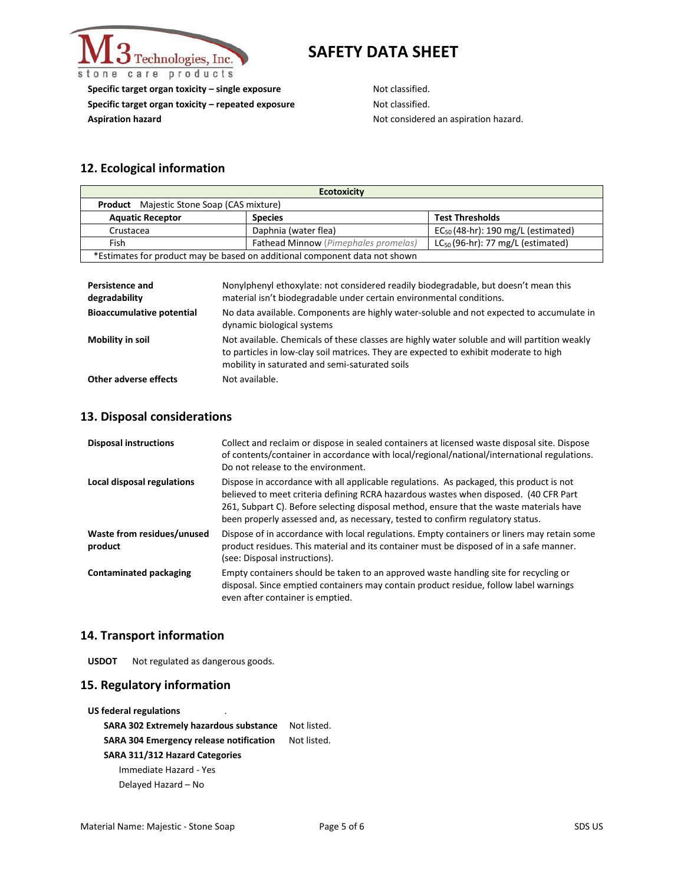| | |
|---|---|
| **Specific target organ toxicity – single exposure** | Not classified. |
| **Specific target organ toxicity – repeated exposure** | Not classified. |
| **Aspiration hazard** | Not considered an aspiration hazard. |

## 12. Ecological information

| Ecotoxicity | | |
|---|---|---|
| **Product** Majestic Stone Soap (CAS mixture) | | |
| **Aquatic Receptor** | **Species** | **Test Thresholds** |
| Crustacea | Daphnia (water flea) | $EC_{50}$ (48-hr): 190 mg/L (estimated) |
| Fish | Fathead Minnow (*Pimephales promelas*) | $LC_{50}$ (96-hr): 77 mg/L (estimated) |
| *Estimates for product may be based on additional component data not shown | | |

| | |
|---|---|
| **Persistence and degradability** | Nonylphenyl ethoxylate: not considered readily biodegradable, but doesn't mean this material isn't biodegradable under certain environmental conditions. |
| **Bioaccumulative potential** | No data available. Components are highly water-soluble and not expected to accumulate in dynamic biological systems |
| **Mobility in soil** | Not available. Chemicals of these classes are highly water soluble and will partition weakly to particles in low-clay soil matrices. They are expected to exhibit moderate to high mobility in saturated and semi-saturated soils |
| **Other adverse effects** | Not available. |

## 13. Disposal considerations

| | |
|---|---|
| **Disposal instructions** | Collect and reclaim or dispose in sealed containers at licensed waste disposal site. Dispose of contents/container in accordance with local/regional/national/international regulations. Do not release to the environment. |
| **Local disposal regulations** | Dispose in accordance with all applicable regulations. As packaged, this product is not believed to meet criteria defining RCRA hazardous wastes when disposed. (40 CFR Part 261, Subpart C). Before selecting disposal method, ensure that the waste materials have been properly assessed and, as necessary, tested to confirm regulatory status. |
| **Waste from residues/unused product** | Dispose of in accordance with local regulations. Empty containers or liners may retain some product residues. This material and its container must be disposed of in a safe manner. (see: Disposal instructions). |
| **Contaminated packaging** | Empty containers should be taken to an approved waste handling site for recycling or disposal. Since emptied containers may contain product residue, follow label warnings even after container is emptied. |

## 14. Transport information

**USDOT** Not regulated as dangerous goods.

## 15. Regulatory information

**US federal regulations** .

**SARA 302 Extremely hazardous substance** Not listed.

**SARA 304 Emergency release notification** Not listed.

**SARA 311/312 Hazard Categories**

Immediate Hazard - Yes

Delayed Hazard – No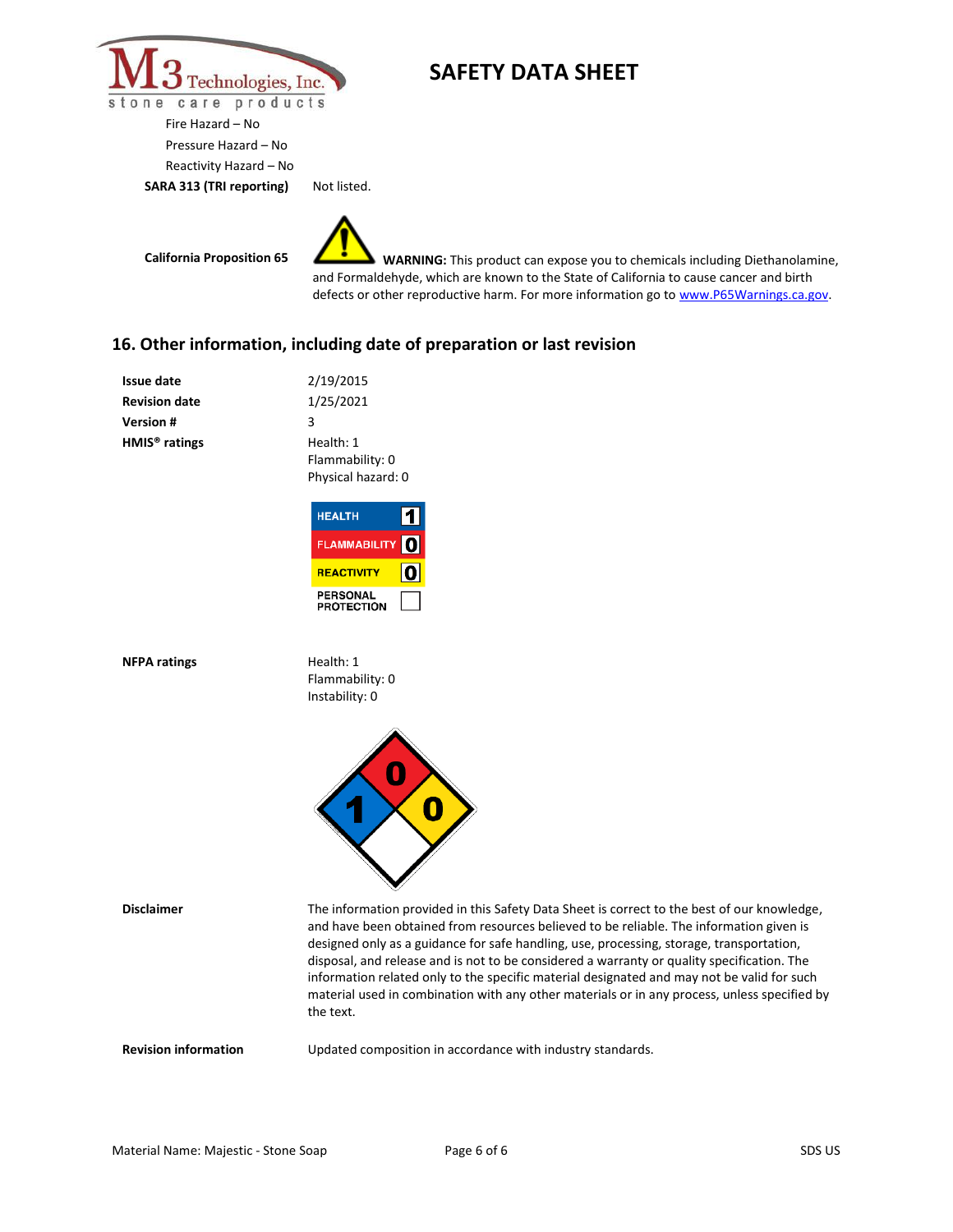Fire Hazard – No

Pressure Hazard – No

Reactivity Hazard – No

**SARA 313 (TRI reporting)** Not listed.

**California Proposition 65** **WARNING:** This product can expose you to chemicals including Diethanolamine, and Formaldehyde, which are known to the State of California to cause cancer and birth defects or other reproductive harm. For more information go to www.P65Warnings.ca.gov.

## 16. Other information, including date of preparation or last revision

| | |
|---|---|
| **Issue date** | 2/19/2015 |
| **Revision date** | 1/25/2021 |
| **Version #** | 3 |
| **HMIS® ratings** | Health: 1<br>Flammability: 0<br>Physical hazard: 0 |

HEALTH 1

FLAMMABILITY 0

REACTIVITY 0

PERSONAL PROTECTION

| | |
|---|---|
| **NFPA ratings** | Health: 1<br>Flammability: 0<br>Instability: 0 |

0

1 0

**Disclaimer**

The information provided in this Safety Data Sheet is correct to the best of our knowledge, and have been obtained from resources believed to be reliable. The information given is designed only as a guidance for safe handling, use, processing, storage, transportation, disposal, and release and is not to be considered a warranty or quality specification. The information related only to the specific material designated and may not be valid for such material used in combination with any other materials or in any process, unless specified by the text.

**Revision information**

Updated composition in accordance with industry standards.